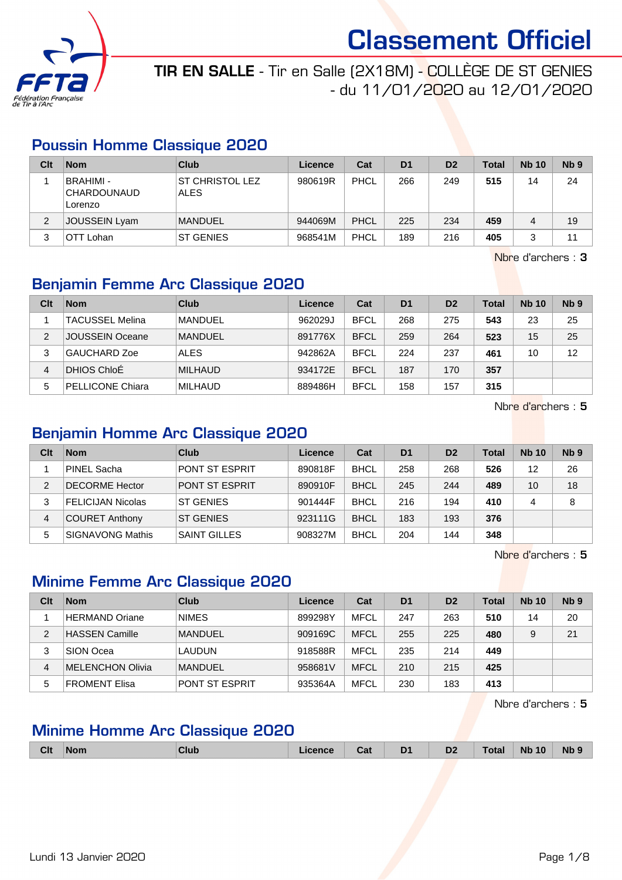# Classement Officiel

**TIR EN SALLE** - Tir en Salle (2X18M) - COLLÈGE DE ST GENIES - du 11/01/2020 au 12/01/2020

## Poussin Homme Classique 2020

| Clt | Nom | Club | Licence | Cat | D1 | D2 | Total | Nb 10 | Nb 9 |
|---|---|---|---|---|---|---|---|---|---|
| 1 | BRAHIMI - CHARDOUNAUD Lorenzo | ST CHRISTOL LEZ ALES | 980619R | PHCL | 266 | 249 | **515** | 14 | 24 |
| 2 | JOUSSEIN Lyam | MANDUEL | 944069M | PHCL | 225 | 234 | **459** | 4 | 19 |
| 3 | OTT Lohan | ST GENIES | 968541M | PHCL | 189 | 216 | **405** | 3 | 11 |

Nbre d'archers : **3**

## Benjamin Femme Arc Classique 2020

| Clt | Nom | Club | Licence | Cat | D1 | D2 | Total | Nb 10 | Nb 9 |
|---|---|---|---|---|---|---|---|---|---|
| 1 | TACUSSEL Melina | MANDUEL | 962029J | BFCL | 268 | 275 | **543** | 23 | 25 |
| 2 | JOUSSEIN Oceane | MANDUEL | 891776X | BFCL | 259 | 264 | **523** | 15 | 25 |
| 3 | GAUCHARD Zoe | ALES | 942862A | BFCL | 224 | 237 | **461** | 10 | 12 |
| 4 | DHIOS ChloÉ | MILHAUD | 934172E | BFCL | 187 | 170 | **357** | | |
| 5 | PELLICONE Chiara | MILHAUD | 889486H | BFCL | 158 | 157 | **315** | | |

Nbre d'archers : **5**

## Benjamin Homme Arc Classique 2020

| Clt | Nom | Club | Licence | Cat | D1 | D2 | Total | Nb 10 | Nb 9 |
|---|---|---|---|---|---|---|---|---|---|
| 1 | PINEL Sacha | PONT ST ESPRIT | 890818F | BHCL | 258 | 268 | **526** | 12 | 26 |
| 2 | DECORME Hector | PONT ST ESPRIT | 890910F | BHCL | 245 | 244 | **489** | 10 | 18 |
| 3 | FELICIJAN Nicolas | ST GENIES | 901444F | BHCL | 216 | 194 | **410** | 4 | 8 |
| 4 | COURET Anthony | ST GENIES | 923111G | BHCL | 183 | 193 | **376** | | |
| 5 | SIGNAVONG Mathis | SAINT GILLES | 908327M | BHCL | 204 | 144 | **348** | | |

Nbre d'archers : **5**

## Minime Femme Arc Classique 2020

| Clt | Nom | Club | Licence | Cat | D1 | D2 | Total | Nb 10 | Nb 9 |
|---|---|---|---|---|---|---|---|---|---|
| 1 | HERMAND Oriane | NIMES | 899298Y | MFCL | 247 | 263 | **510** | 14 | 20 |
| 2 | HASSEN Camille | MANDUEL | 909169C | MFCL | 255 | 225 | **480** | 9 | 21 |
| 3 | SION Ocea | LAUDUN | 918588R | MFCL | 235 | 214 | **449** | | |
| 4 | MELENCHON Olivia | MANDUEL | 958681V | MFCL | 210 | 215 | **425** | | |
| 5 | FROMENT Elisa | PONT ST ESPRIT | 935364A | MFCL | 230 | 183 | **413** | | |

Nbre d'archers : **5**

## Minime Homme Arc Classique 2020

| Clt | Nom | Club | Licence | Cat | D1 | D2 | Total | Nb 10 | Nb 9 |
|---|---|---|---|---|---|---|---|---|---|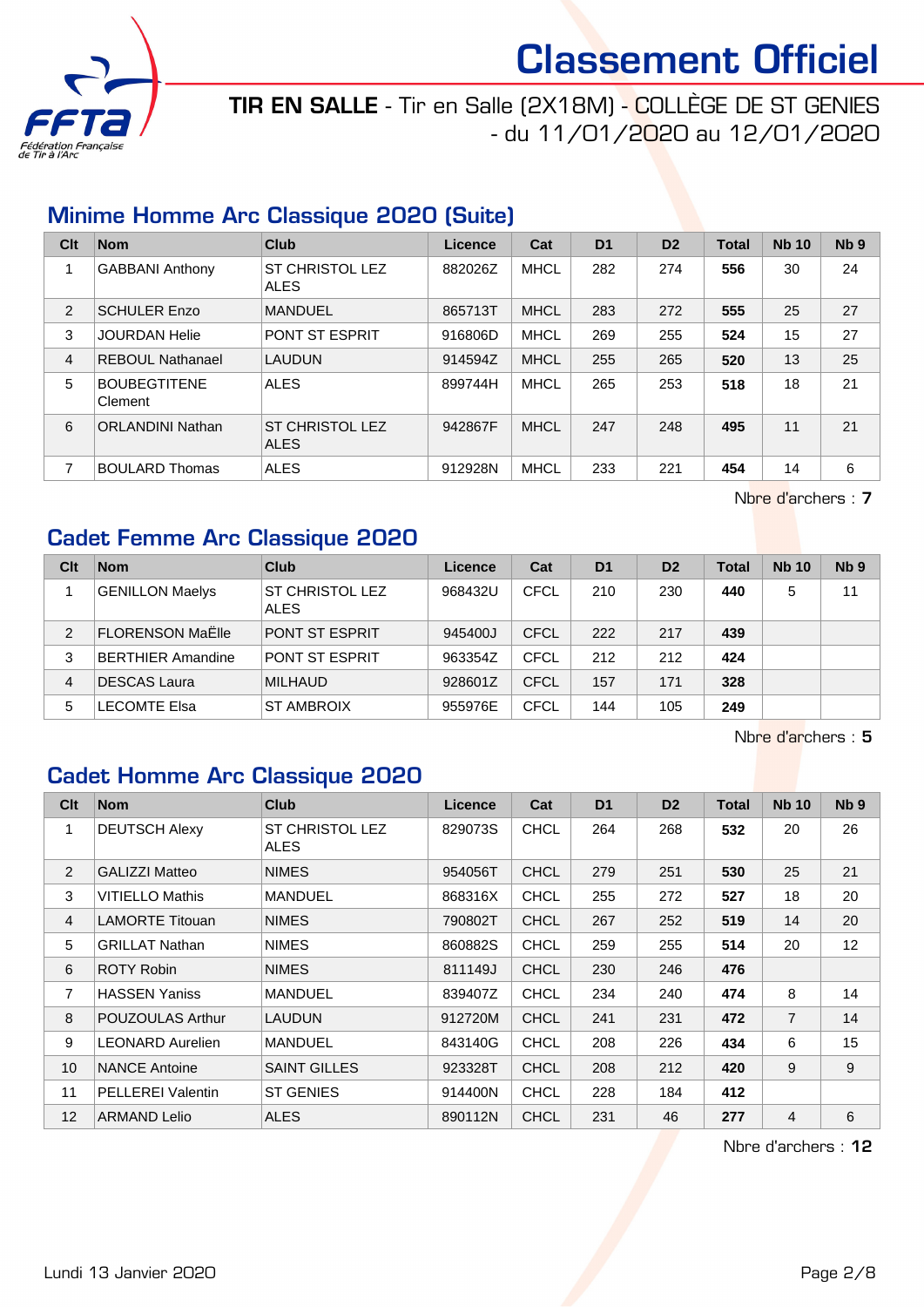# Classement Officiel

**TIR EN SALLE** - Tir en Salle (2X18M) - COLLÈGE DE ST GENIES - du 11/01/2020 au 12/01/2020

## Minime Homme Arc Classique 2020 (Suite)

| Clt | Nom | Club | Licence | Cat | D1 | D2 | Total | Nb 10 | Nb 9 |
|---|---|---|---|---|---|---|---|---|---|
| 1 | GABBANI Anthony | ST CHRISTOL LEZ ALES | 882026Z | MHCL | 282 | 274 | **556** | 30 | 24 |
| 2 | SCHULER Enzo | MANDUEL | 865713T | MHCL | 283 | 272 | **555** | 25 | 27 |
| 3 | JOURDAN Helie | PONT ST ESPRIT | 916806D | MHCL | 269 | 255 | **524** | 15 | 27 |
| 4 | REBOUL Nathanael | LAUDUN | 914594Z | MHCL | 255 | 265 | **520** | 13 | 25 |
| 5 | BOUBEGTITENE Clement | ALES | 899744H | MHCL | 265 | 253 | **518** | 18 | 21 |
| 6 | ORLANDINI Nathan | ST CHRISTOL LEZ ALES | 942867F | MHCL | 247 | 248 | **495** | 11 | 21 |
| 7 | BOULARD Thomas | ALES | 912928N | MHCL | 233 | 221 | **454** | 14 | 6 |

Nbre d'archers : **7**

## Cadet Femme Arc Classique 2020

| Clt | Nom | Club | Licence | Cat | D1 | D2 | Total | Nb 10 | Nb 9 |
|---|---|---|---|---|---|---|---|---|---|
| 1 | GENILLON Maelys | ST CHRISTOL LEZ ALES | 968432U | CFCL | 210 | 230 | **440** | 5 | 11 |
| 2 | FLORENSON MaËlle | PONT ST ESPRIT | 945400J | CFCL | 222 | 217 | **439** | | |
| 3 | BERTHIER Amandine | PONT ST ESPRIT | 963354Z | CFCL | 212 | 212 | **424** | | |
| 4 | DESCAS Laura | MILHAUD | 928601Z | CFCL | 157 | 171 | **328** | | |
| 5 | LECOMTE Elsa | ST AMBROIX | 955976E | CFCL | 144 | 105 | **249** | | |

Nbre d'archers : **5**

## Cadet Homme Arc Classique 2020

| Clt | Nom | Club | Licence | Cat | D1 | D2 | Total | Nb 10 | Nb 9 |
|---|---|---|---|---|---|---|---|---|---|
| 1 | DEUTSCH Alexy | ST CHRISTOL LEZ ALES | 829073S | CHCL | 264 | 268 | **532** | 20 | 26 |
| 2 | GALIZZI Matteo | NIMES | 954056T | CHCL | 279 | 251 | **530** | 25 | 21 |
| 3 | VITIELLO Mathis | MANDUEL | 868316X | CHCL | 255 | 272 | **527** | 18 | 20 |
| 4 | LAMORTE Titouan | NIMES | 790802T | CHCL | 267 | 252 | **519** | 14 | 20 |
| 5 | GRILLAT Nathan | NIMES | 860882S | CHCL | 259 | 255 | **514** | 20 | 12 |
| 6 | ROTY Robin | NIMES | 811149J | CHCL | 230 | 246 | **476** | | |
| 7 | HASSEN Yaniss | MANDUEL | 839407Z | CHCL | 234 | 240 | **474** | 8 | 14 |
| 8 | POUZOULAS Arthur | LAUDUN | 912720M | CHCL | 241 | 231 | **472** | 7 | 14 |
| 9 | LEONARD Aurelien | MANDUEL | 843140G | CHCL | 208 | 226 | **434** | 6 | 15 |
| 10 | NANCE Antoine | SAINT GILLES | 923328T | CHCL | 208 | 212 | **420** | 9 | 9 |
| 11 | PELLEREI Valentin | ST GENIES | 914400N | CHCL | 228 | 184 | **412** | | |
| 12 | ARMAND Lelio | ALES | 890112N | CHCL | 231 | 46 | **277** | 4 | 6 |

Nbre d'archers : **12**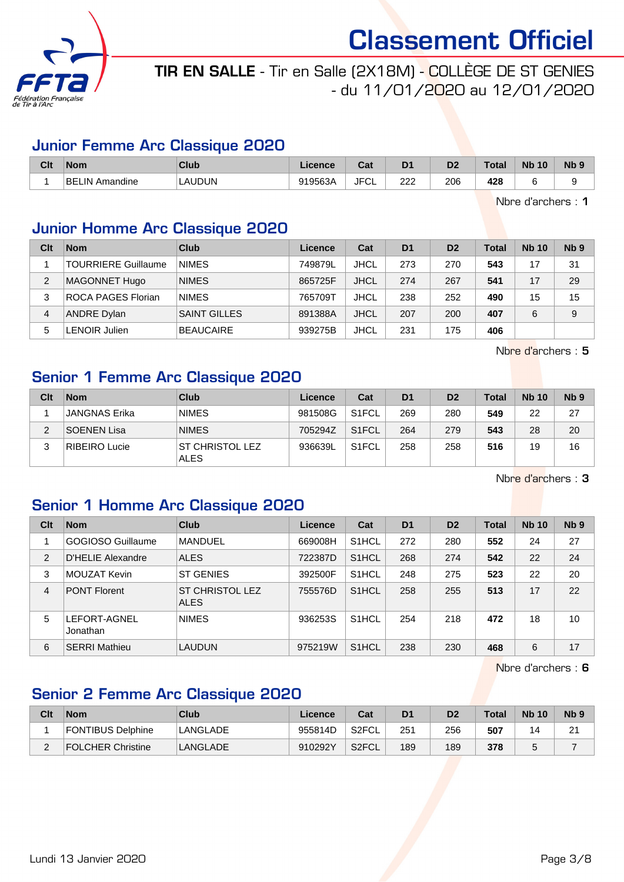# Classement Officiel

**TIR EN SALLE** - Tir en Salle (2X18M) - COLLÈGE DE ST GENIES - du 11/01/2020 au 12/01/2020

## Junior Femme Arc Classique 2020

| Clt | Nom | Club | Licence | Cat | D1 | D2 | Total | Nb 10 | Nb 9 |
|---|---|---|---|---|---|---|---|---|---|
| 1 | BELIN Amandine | LAUDUN | 919563A | JFCL | 222 | 206 | **428** | 6 | 9 |

Nbre d'archers : **1**

## Junior Homme Arc Classique 2020

| Clt | Nom | Club | Licence | Cat | D1 | D2 | Total | Nb 10 | Nb 9 |
|---|---|---|---|---|---|---|---|---|---|
| 1 | TOURRIERE Guillaume | NIMES | 749879L | JHCL | 273 | 270 | **543** | 17 | 31 |
| 2 | MAGONNET Hugo | NIMES | 865725F | JHCL | 274 | 267 | **541** | 17 | 29 |
| 3 | ROCA PAGES Florian | NIMES | 765709T | JHCL | 238 | 252 | **490** | 15 | 15 |
| 4 | ANDRE Dylan | SAINT GILLES | 891388A | JHCL | 207 | 200 | **407** | 6 | 9 |
| 5 | LENOIR Julien | BEAUCAIRE | 939275B | JHCL | 231 | 175 | **406** | | |

Nbre d'archers : **5**

## Senior 1 Femme Arc Classique 2020

| Clt | Nom | Club | Licence | Cat | D1 | D2 | Total | Nb 10 | Nb 9 |
|---|---|---|---|---|---|---|---|---|---|
| 1 | JANGNAS Erika | NIMES | 981508G | S1FCL | 269 | 280 | **549** | 22 | 27 |
| 2 | SOENEN Lisa | NIMES | 705294Z | S1FCL | 264 | 279 | **543** | 28 | 20 |
| 3 | RIBEIRO Lucie | ST CHRISTOL LEZ ALES | 936639L | S1FCL | 258 | 258 | **516** | 19 | 16 |

Nbre d'archers : **3**

## Senior 1 Homme Arc Classique 2020

| Clt | Nom | Club | Licence | Cat | D1 | D2 | Total | Nb 10 | Nb 9 |
|---|---|---|---|---|---|---|---|---|---|
| 1 | GOGIOSO Guillaume | MANDUEL | 669008H | S1HCL | 272 | 280 | **552** | 24 | 27 |
| 2 | D'HELIE Alexandre | ALES | 722387D | S1HCL | 268 | 274 | **542** | 22 | 24 |
| 3 | MOUZAT Kevin | ST GENIES | 392500F | S1HCL | 248 | 275 | **523** | 22 | 20 |
| 4 | PONT Florent | ST CHRISTOL LEZ ALES | 755576D | S1HCL | 258 | 255 | **513** | 17 | 22 |
| 5 | LEFORT-AGNEL Jonathan | NIMES | 936253S | S1HCL | 254 | 218 | **472** | 18 | 10 |
| 6 | SERRI Mathieu | LAUDUN | 975219W | S1HCL | 238 | 230 | **468** | 6 | 17 |

Nbre d'archers : **6**

## Senior 2 Femme Arc Classique 2020

| Clt | Nom | Club | Licence | Cat | D1 | D2 | Total | Nb 10 | Nb 9 |
|---|---|---|---|---|---|---|---|---|---|
| 1 | FONTIBUS Delphine | LANGLADE | 955814D | S2FCL | 251 | 256 | **507** | 14 | 21 |
| 2 | FOLCHER Christine | LANGLADE | 910292Y | S2FCL | 189 | 189 | **378** | 5 | 7 |

Lundi 13 Janvier 2020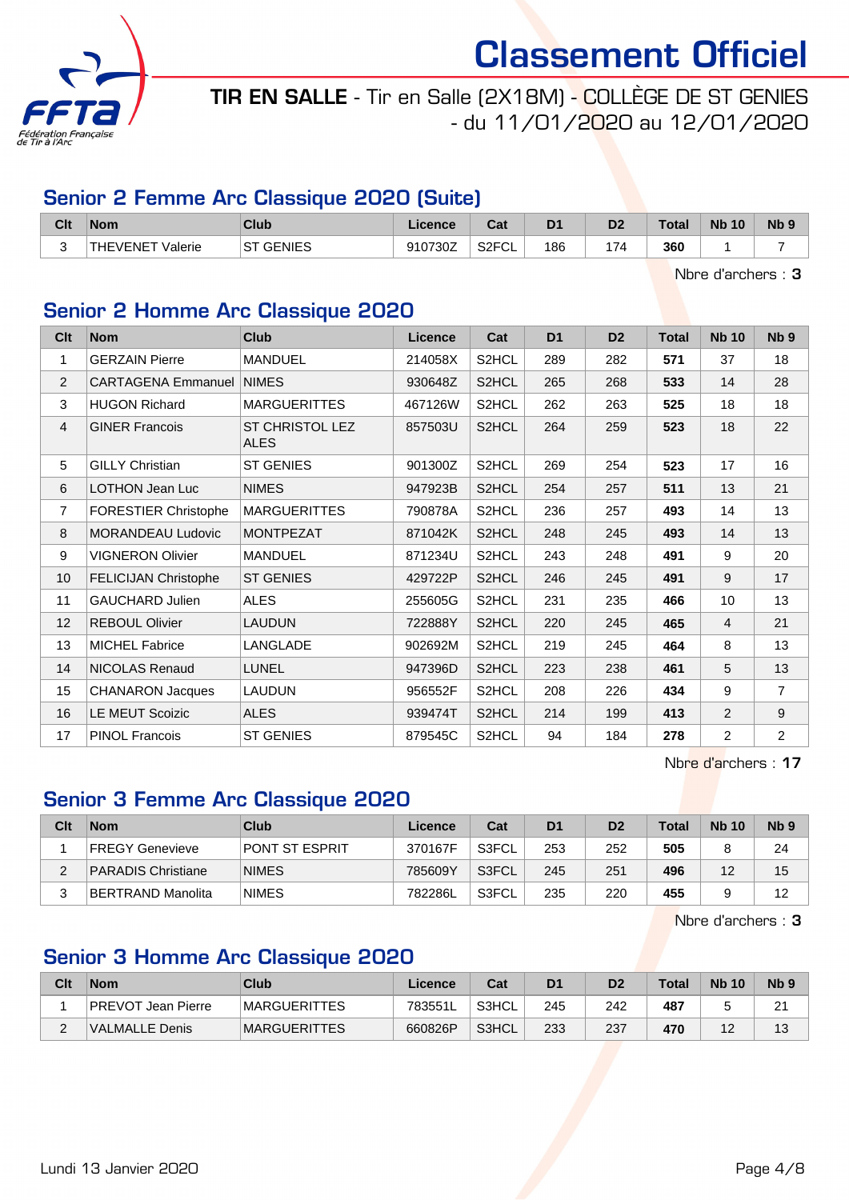# Classement Officiel

**TIR EN SALLE** - Tir en Salle (2X18M) - COLLÈGE DE ST GENIES - du 11/01/2020 au 12/01/2020

## Senior 2 Femme Arc Classique 2020 (Suite)

| Clt | Nom | Club | Licence | Cat | D1 | D2 | Total | Nb 10 | Nb 9 |
|---|---|---|---|---|---|---|---|---|---|
| 3 | THEVENET Valerie | ST GENIES | 910730Z | S2FCL | 186 | 174 | **360** | 1 | 7 |

Nbre d'archers : **3**

## Senior 2 Homme Arc Classique 2020

| Clt | Nom | Club | Licence | Cat | D1 | D2 | Total | Nb 10 | Nb 9 |
|---|---|---|---|---|---|---|---|---|---|
| 1 | GERZAIN Pierre | MANDUEL | 214058X | S2HCL | 289 | 282 | **571** | 37 | 18 |
| 2 | CARTAGENA Emmanuel | NIMES | 930648Z | S2HCL | 265 | 268 | **533** | 14 | 28 |
| 3 | HUGON Richard | MARGUERITTES | 467126W | S2HCL | 262 | 263 | **525** | 18 | 18 |
| 4 | GINER Francois | ST CHRISTOL LEZ ALES | 857503U | S2HCL | 264 | 259 | **523** | 18 | 22 |
| 5 | GILLY Christian | ST GENIES | 901300Z | S2HCL | 269 | 254 | **523** | 17 | 16 |
| 6 | LOTHON Jean Luc | NIMES | 947923B | S2HCL | 254 | 257 | **511** | 13 | 21 |
| 7 | FORESTIER Christophe | MARGUERITTES | 790878A | S2HCL | 236 | 257 | **493** | 14 | 13 |
| 8 | MORANDEAU Ludovic | MONTPEZAT | 871042K | S2HCL | 248 | 245 | **493** | 14 | 13 |
| 9 | VIGNERON Olivier | MANDUEL | 871234U | S2HCL | 243 | 248 | **491** | 9 | 20 |
| 10 | FELICIJAN Christophe | ST GENIES | 429722P | S2HCL | 246 | 245 | **491** | 9 | 17 |
| 11 | GAUCHARD Julien | ALES | 255605G | S2HCL | 231 | 235 | **466** | 10 | 13 |
| 12 | REBOUL Olivier | LAUDUN | 722888Y | S2HCL | 220 | 245 | **465** | 4 | 21 |
| 13 | MICHEL Fabrice | LANGLADE | 902692M | S2HCL | 219 | 245 | **464** | 8 | 13 |
| 14 | NICOLAS Renaud | LUNEL | 947396D | S2HCL | 223 | 238 | **461** | 5 | 13 |
| 15 | CHANARON Jacques | LAUDUN | 956552F | S2HCL | 208 | 226 | **434** | 9 | 7 |
| 16 | LE MEUT Scoizic | ALES | 939474T | S2HCL | 214 | 199 | **413** | 2 | 9 |
| 17 | PINOL Francois | ST GENIES | 879545C | S2HCL | 94 | 184 | **278** | 2 | 2 |

Nbre d'archers : **17**

## Senior 3 Femme Arc Classique 2020

| Clt | Nom | Club | Licence | Cat | D1 | D2 | Total | Nb 10 | Nb 9 |
|---|---|---|---|---|---|---|---|---|---|
| 1 | FREGY Genevieve | PONT ST ESPRIT | 370167F | S3FCL | 253 | 252 | **505** | 8 | 24 |
| 2 | PARADIS Christiane | NIMES | 785609Y | S3FCL | 245 | 251 | **496** | 12 | 15 |
| 3 | BERTRAND Manolita | NIMES | 782286L | S3FCL | 235 | 220 | **455** | 9 | 12 |

Nbre d'archers : **3**

## Senior 3 Homme Arc Classique 2020

| Clt | Nom | Club | Licence | Cat | D1 | D2 | Total | Nb 10 | Nb 9 |
|---|---|---|---|---|---|---|---|---|---|
| 1 | PREVOT Jean Pierre | MARGUERITTES | 783551L | S3HCL | 245 | 242 | **487** | 5 | 21 |
| 2 | VALMALLE Denis | MARGUERITTES | 660826P | S3HCL | 233 | 237 | **470** | 12 | 13 |

Lundi 13 Janvier 2020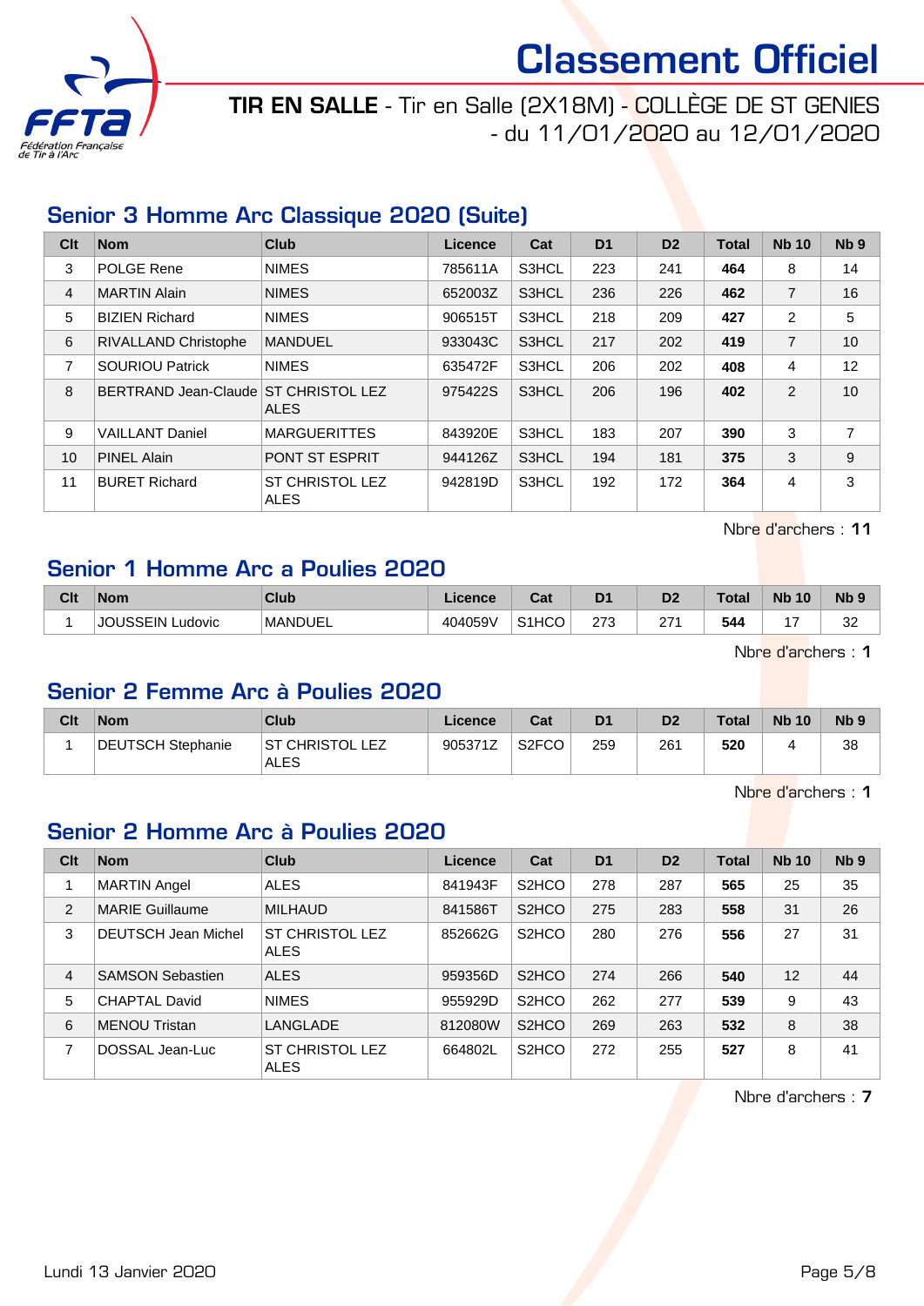# Classement Officiel

**TIR EN SALLE** - Tir en Salle (2X18M) - COLLÈGE DE ST GENIES - du 11/01/2020 au 12/01/2020

## Senior 3 Homme Arc Classique 2020 (Suite)

| Clt | Nom | Club | Licence | Cat | D1 | D2 | Total | Nb 10 | Nb 9 |
|---|---|---|---|---|---|---|---|---|---|
| 3 | POLGE Rene | NIMES | 785611A | S3HCL | 223 | 241 | **464** | 8 | 14 |
| 4 | MARTIN Alain | NIMES | 652003Z | S3HCL | 236 | 226 | **462** | 7 | 16 |
| 5 | BIZIEN Richard | NIMES | 906515T | S3HCL | 218 | 209 | **427** | 2 | 5 |
| 6 | RIVALLAND Christophe | MANDUEL | 933043C | S3HCL | 217 | 202 | **419** | 7 | 10 |
| 7 | SOURIOU Patrick | NIMES | 635472F | S3HCL | 206 | 202 | **408** | 4 | 12 |
| 8 | BERTRAND Jean-Claude | ST CHRISTOL LEZ ALES | 975422S | S3HCL | 206 | 196 | **402** | 2 | 10 |
| 9 | VAILLANT Daniel | MARGUERITTES | 843920E | S3HCL | 183 | 207 | **390** | 3 | 7 |
| 10 | PINEL Alain | PONT ST ESPRIT | 944126Z | S3HCL | 194 | 181 | **375** | 3 | 9 |
| 11 | BURET Richard | ST CHRISTOL LEZ ALES | 942819D | S3HCL | 192 | 172 | **364** | 4 | 3 |

Nbre d'archers : **11**

## Senior 1 Homme Arc a Poulies 2020

| Clt | Nom | Club | Licence | Cat | D1 | D2 | Total | Nb 10 | Nb 9 |
|---|---|---|---|---|---|---|---|---|---|
| 1 | JOUSSEIN Ludovic | MANDUEL | 404059V | S1HCO | 273 | 271 | **544** | 17 | 32 |

Nbre d'archers : **1**

## Senior 2 Femme Arc à Poulies 2020

| Clt | Nom | Club | Licence | Cat | D1 | D2 | Total | Nb 10 | Nb 9 |
|---|---|---|---|---|---|---|---|---|---|
| 1 | DEUTSCH Stephanie | ST CHRISTOL LEZ ALES | 905371Z | S2FCO | 259 | 261 | **520** | 4 | 38 |

Nbre d'archers : **1**

## Senior 2 Homme Arc à Poulies 2020

| Clt | Nom | Club | Licence | Cat | D1 | D2 | Total | Nb 10 | Nb 9 |
|---|---|---|---|---|---|---|---|---|---|
| 1 | MARTIN Angel | ALES | 841943F | S2HCO | 278 | 287 | **565** | 25 | 35 |
| 2 | MARIE Guillaume | MILHAUD | 841586T | S2HCO | 275 | 283 | **558** | 31 | 26 |
| 3 | DEUTSCH Jean Michel | ST CHRISTOL LEZ ALES | 852662G | S2HCO | 280 | 276 | **556** | 27 | 31 |
| 4 | SAMSON Sebastien | ALES | 959356D | S2HCO | 274 | 266 | **540** | 12 | 44 |
| 5 | CHAPTAL David | NIMES | 955929D | S2HCO | 262 | 277 | **539** | 9 | 43 |
| 6 | MENOU Tristan | LANGLADE | 812080W | S2HCO | 269 | 263 | **532** | 8 | 38 |
| 7 | DOSSAL Jean-Luc | ST CHRISTOL LEZ ALES | 664802L | S2HCO | 272 | 255 | **527** | 8 | 41 |

Nbre d'archers : **7**

Lundi 13 Janvier 2020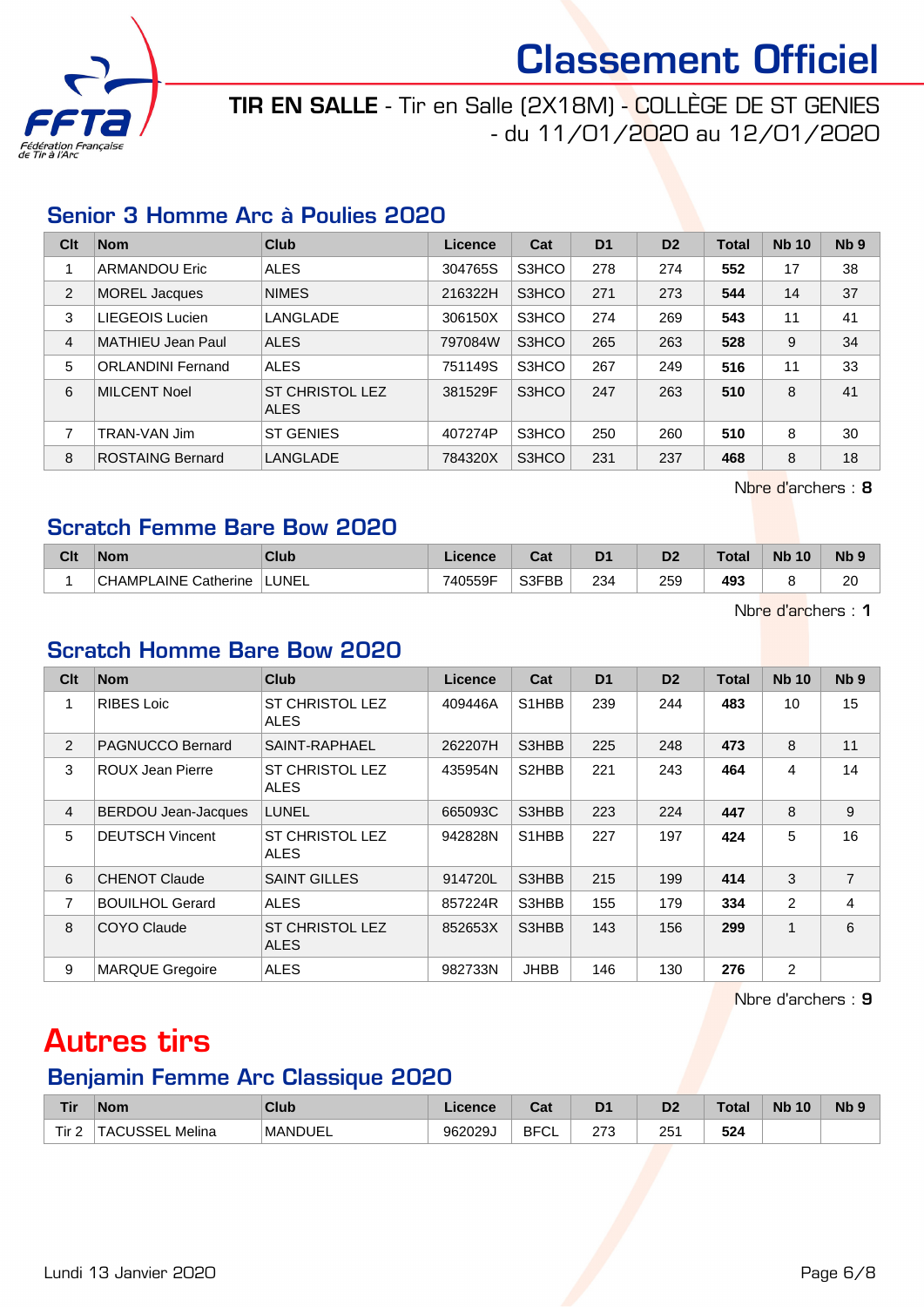# Classement Officiel

**TIR EN SALLE** - Tir en Salle (2X18M) - COLLÈGE DE ST GENIES - du 11/01/2020 au 12/01/2020

## Senior 3 Homme Arc à Poulies 2020

| Clt | Nom | Club | Licence | Cat | D1 | D2 | Total | Nb 10 | Nb 9 |
|---|---|---|---|---|---|---|---|---|---|
| 1 | ARMANDOU Eric | ALES | 304765S | S3HCO | 278 | 274 | **552** | 17 | 38 |
| 2 | MOREL Jacques | NIMES | 216322H | S3HCO | 271 | 273 | **544** | 14 | 37 |
| 3 | LIEGEOIS Lucien | LANGLADE | 306150X | S3HCO | 274 | 269 | **543** | 11 | 41 |
| 4 | MATHIEU Jean Paul | ALES | 797084W | S3HCO | 265 | 263 | **528** | 9 | 34 |
| 5 | ORLANDINI Fernand | ALES | 751149S | S3HCO | 267 | 249 | **516** | 11 | 33 |
| 6 | MILCENT Noel | ST CHRISTOL LEZ ALES | 381529F | S3HCO | 247 | 263 | **510** | 8 | 41 |
| 7 | TRAN-VAN Jim | ST GENIES | 407274P | S3HCO | 250 | 260 | **510** | 8 | 30 |
| 8 | ROSTAING Bernard | LANGLADE | 784320X | S3HCO | 231 | 237 | **468** | 8 | 18 |

Nbre d'archers : **8**

## Scratch Femme Bare Bow 2020

| Clt | Nom | Club | Licence | Cat | D1 | D2 | Total | Nb 10 | Nb 9 |
|---|---|---|---|---|---|---|---|---|---|
| 1 | CHAMPLAINE Catherine | LUNEL | 740559F | S3FBB | 234 | 259 | **493** | 8 | 20 |

Nbre d'archers : **1**

## Scratch Homme Bare Bow 2020

| Clt | Nom | Club | Licence | Cat | D1 | D2 | Total | Nb 10 | Nb 9 |
|---|---|---|---|---|---|---|---|---|---|
| 1 | RIBES Loic | ST CHRISTOL LEZ ALES | 409446A | S1HBB | 239 | 244 | **483** | 10 | 15 |
| 2 | PAGNUCCO Bernard | SAINT-RAPHAEL | 262207H | S3HBB | 225 | 248 | **473** | 8 | 11 |
| 3 | ROUX Jean Pierre | ST CHRISTOL LEZ ALES | 435954N | S2HBB | 221 | 243 | **464** | 4 | 14 |
| 4 | BERDOU Jean-Jacques | LUNEL | 665093C | S3HBB | 223 | 224 | **447** | 8 | 9 |
| 5 | DEUTSCH Vincent | ST CHRISTOL LEZ ALES | 942828N | S1HBB | 227 | 197 | **424** | 5 | 16 |
| 6 | CHENOT Claude | SAINT GILLES | 914720L | S3HBB | 215 | 199 | **414** | 3 | 7 |
| 7 | BOUILHOL Gerard | ALES | 857224R | S3HBB | 155 | 179 | **334** | 2 | 4 |
| 8 | COYO Claude | ST CHRISTOL LEZ ALES | 852653X | S3HBB | 143 | 156 | **299** | 1 | 6 |
| 9 | MARQUE Gregoire | ALES | 982733N | JHBB | 146 | 130 | **276** | 2 | |

Nbre d'archers : **9**

# Autres tirs

## Benjamin Femme Arc Classique 2020

| Tir | Nom | Club | Licence | Cat | D1 | D2 | Total | Nb 10 | Nb 9 |
|---|---|---|---|---|---|---|---|---|---|
| Tir 2 | TACUSSEL Melina | MANDUEL | 962029J | BFCL | 273 | 251 | **524** | | |

Lundi 13 Janvier 2020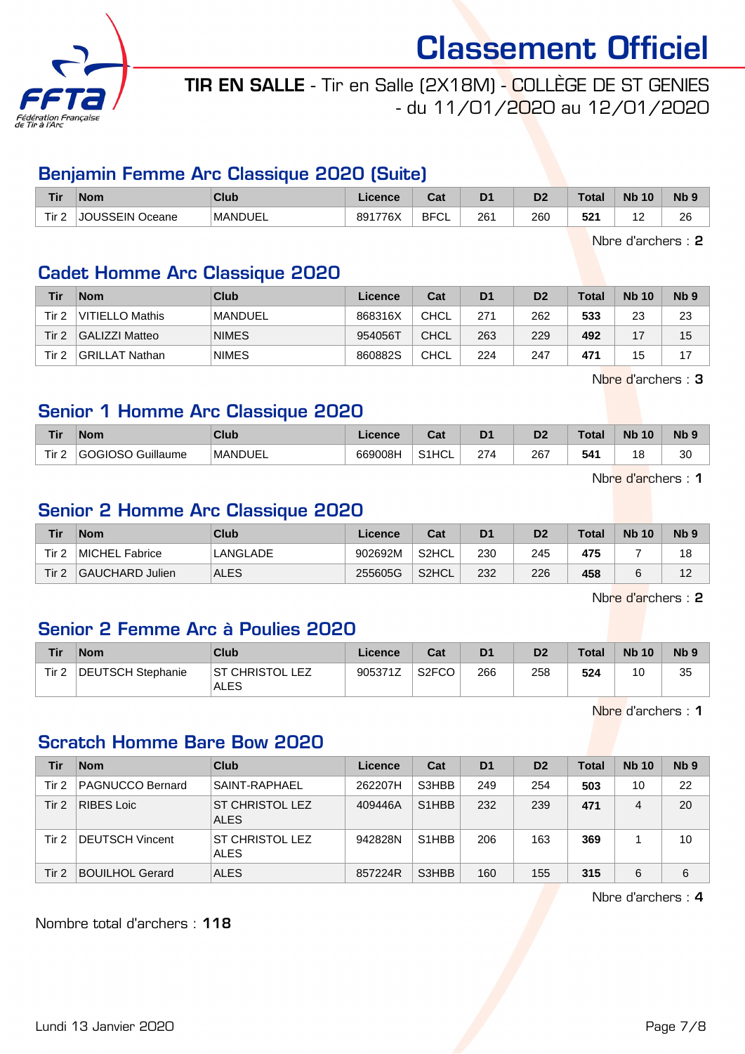# Classement Officiel

**TIR EN SALLE** - Tir en Salle (2X18M) - COLLÈGE DE ST GENIES - du 11/01/2020 au 12/01/2020

## Benjamin Femme Arc Classique 2020 (Suite)

| Tir | Nom | Club | Licence | Cat | D1 | D2 | Total | Nb 10 | Nb 9 |
|---|---|---|---|---|---|---|---|---|---|
| Tir 2 | JOUSSEIN Oceane | MANDUEL | 891776X | BFCL | 261 | 260 | **521** | 12 | 26 |

Nbre d'archers : **2**

## Cadet Homme Arc Classique 2020

| Tir | Nom | Club | Licence | Cat | D1 | D2 | Total | Nb 10 | Nb 9 |
|---|---|---|---|---|---|---|---|---|---|
| Tir 2 | VITIELLO Mathis | MANDUEL | 868316X | CHCL | 271 | 262 | **533** | 23 | 23 |
| Tir 2 | GALIZZI Matteo | NIMES | 954056T | CHCL | 263 | 229 | **492** | 17 | 15 |
| Tir 2 | GRILLAT Nathan | NIMES | 860882S | CHCL | 224 | 247 | **471** | 15 | 17 |

Nbre d'archers : **3**

## Senior 1 Homme Arc Classique 2020

| Tir | Nom | Club | Licence | Cat | D1 | D2 | Total | Nb 10 | Nb 9 |
|---|---|---|---|---|---|---|---|---|---|
| Tir 2 | GOGIOSO Guillaume | MANDUEL | 669008H | S1HCL | 274 | 267 | **541** | 18 | 30 |

Nbre d'archers : **1**

## Senior 2 Homme Arc Classique 2020

| Tir | Nom | Club | Licence | Cat | D1 | D2 | Total | Nb 10 | Nb 9 |
|---|---|---|---|---|---|---|---|---|---|
| Tir 2 | MICHEL Fabrice | LANGLADE | 902692M | S2HCL | 230 | 245 | **475** | 7 | 18 |
| Tir 2 | GAUCHARD Julien | ALES | 255605G | S2HCL | 232 | 226 | **458** | 6 | 12 |

Nbre d'archers : **2**

## Senior 2 Femme Arc à Poulies 2020

| Tir | Nom | Club | Licence | Cat | D1 | D2 | Total | Nb 10 | Nb 9 |
|---|---|---|---|---|---|---|---|---|---|
| Tir 2 | DEUTSCH Stephanie | ST CHRISTOL LEZ ALES | 905371Z | S2FCO | 266 | 258 | **524** | 10 | 35 |

Nbre d'archers : **1**

## Scratch Homme Bare Bow 2020

| Tir | Nom | Club | Licence | Cat | D1 | D2 | Total | Nb 10 | Nb 9 |
|---|---|---|---|---|---|---|---|---|---|
| Tir 2 | PAGNUCCO Bernard | SAINT-RAPHAEL | 262207H | S3HBB | 249 | 254 | **503** | 10 | 22 |
| Tir 2 | RIBES Loic | ST CHRISTOL LEZ ALES | 409446A | S1HBB | 232 | 239 | **471** | 4 | 20 |
| Tir 2 | DEUTSCH Vincent | ST CHRISTOL LEZ ALES | 942828N | S1HBB | 206 | 163 | **369** | 1 | 10 |
| Tir 2 | BOUILHOL Gerard | ALES | 857224R | S3HBB | 160 | 155 | **315** | 6 | 6 |

Nbre d'archers : **4**

Nombre total d'archers : **118**

Lundi 13 Janvier 2020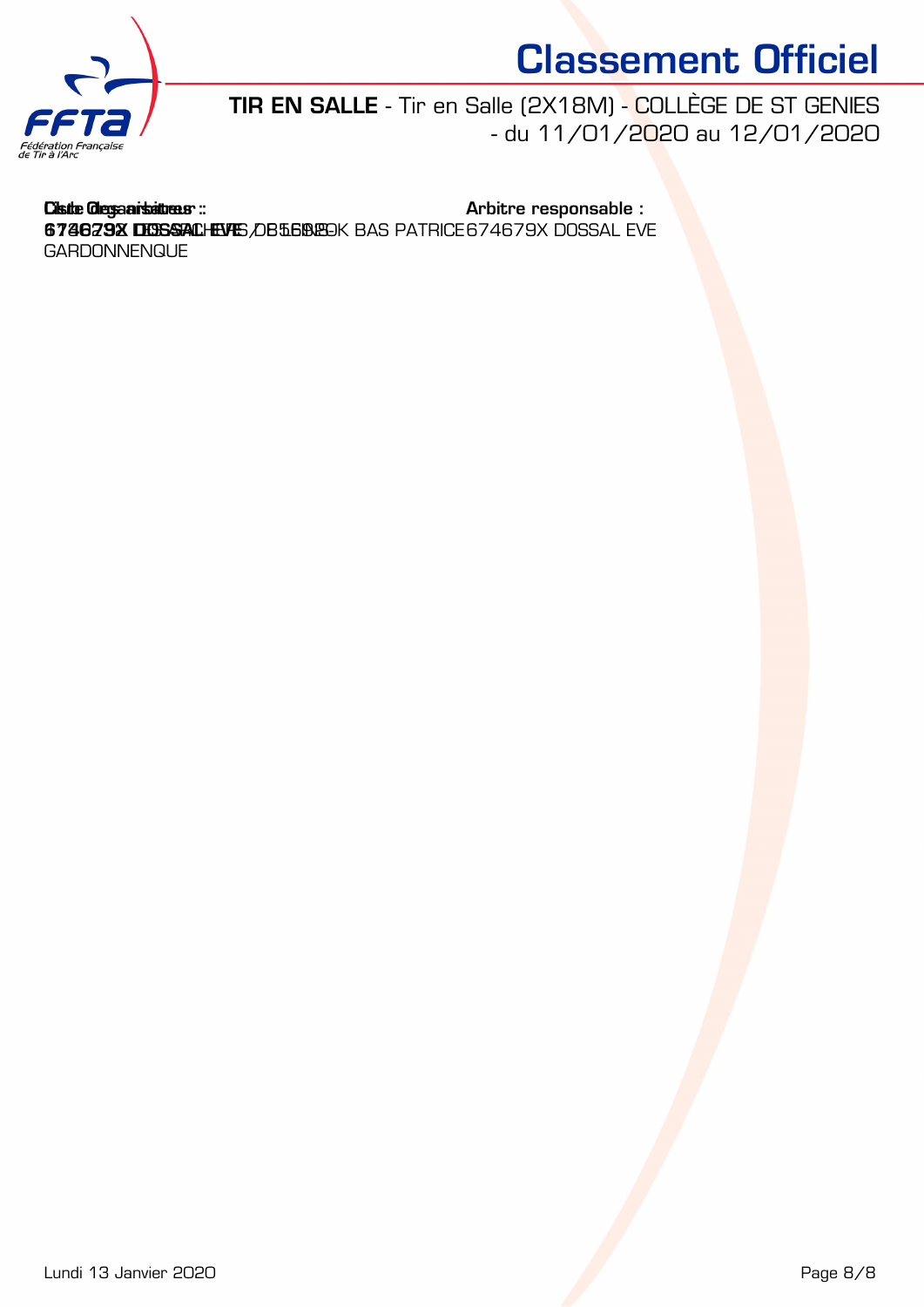# Classement Officiel

**TIR EN SALLE** - Tir en Salle (2X18M) - COLLÈGE DE ST GENIES - du 11/01/2020 au 12/01/2020

**Club Organisateur :**

GARDONNENQUE

**Liste des arbitres :**

674679X DOSSAL EVE / 056989K BAS PATRICE

**Arbitre responsable :**

674679X DOSSAL EVE